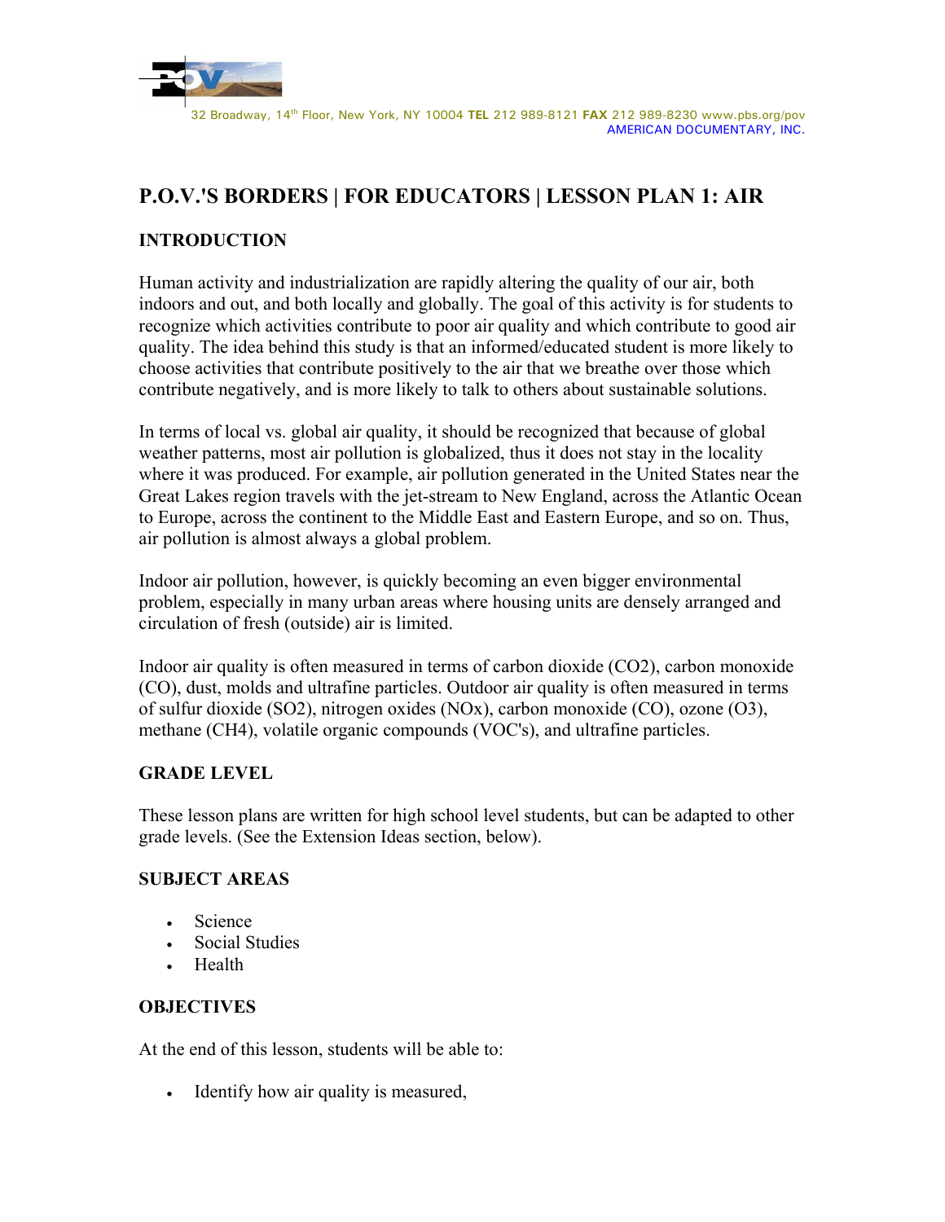32 Broadway, 14th Floor, New York, NY 10004 **TEL** 212 989-8121 **FAX** 212 989-8230 www.pbs.org/pov
AMERICAN DOCUMENTARY, INC.

# P.O.V.'S BORDERS | FOR EDUCATORS | LESSON PLAN 1: AIR

## INTRODUCTION

Human activity and industrialization are rapidly altering the quality of our air, both indoors and out, and both locally and globally. The goal of this activity is for students to recognize which activities contribute to poor air quality and which contribute to good air quality. The idea behind this study is that an informed/educated student is more likely to choose activities that contribute positively to the air that we breathe over those which contribute negatively, and is more likely to talk to others about sustainable solutions.

In terms of local vs. global air quality, it should be recognized that because of global weather patterns, most air pollution is globalized, thus it does not stay in the locality where it was produced. For example, air pollution generated in the United States near the Great Lakes region travels with the jet-stream to New England, across the Atlantic Ocean to Europe, across the continent to the Middle East and Eastern Europe, and so on. Thus, air pollution is almost always a global problem.

Indoor air pollution, however, is quickly becoming an even bigger environmental problem, especially in many urban areas where housing units are densely arranged and circulation of fresh (outside) air is limited.

Indoor air quality is often measured in terms of carbon dioxide ($CO_2$), carbon monoxide (CO), dust, molds and ultrafine particles. Outdoor air quality is often measured in terms of sulfur dioxide ($SO_2$), nitrogen oxides ($NO_x$), carbon monoxide (CO), ozone ($O_3$), methane ($CH_4$), volatile organic compounds (VOC's), and ultrafine particles.

## GRADE LEVEL

These lesson plans are written for high school level students, but can be adapted to other grade levels. (See the Extension Ideas section, below).

## SUBJECT AREAS

- Science
- Social Studies
- Health

## OBJECTIVES

At the end of this lesson, students will be able to:

- Identify how air quality is measured,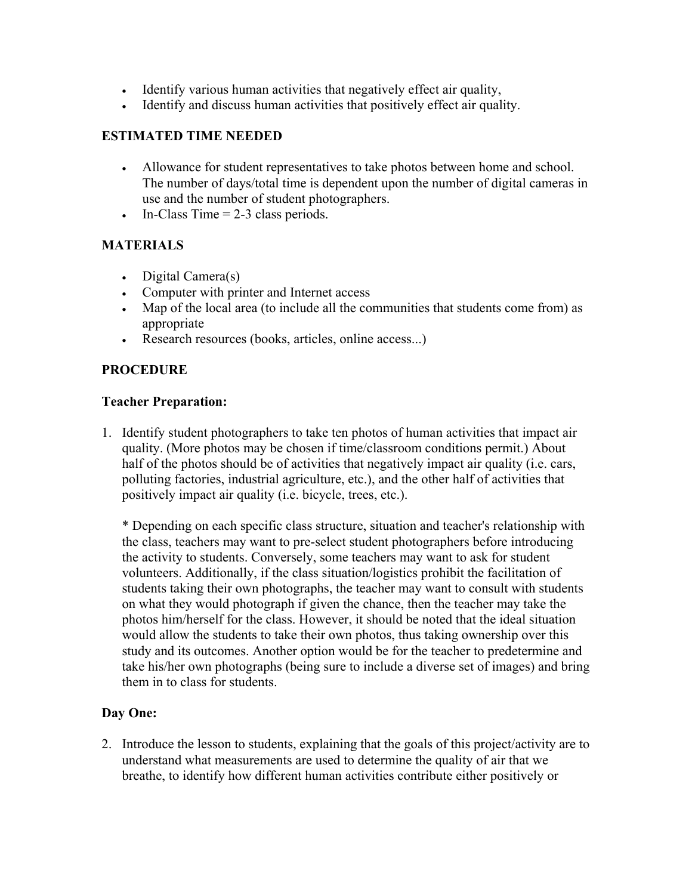- Identify various human activities that negatively effect air quality,
- Identify and discuss human activities that positively effect air quality.

### ESTIMATED TIME NEEDED

- Allowance for student representatives to take photos between home and school. The number of days/total time is dependent upon the number of digital cameras in use and the number of student photographers.
- In-Class Time = 2-3 class periods.

### MATERIALS

- Digital Camera(s)
- Computer with printer and Internet access
- Map of the local area (to include all the communities that students come from) as appropriate
- Research resources (books, articles, online access...)

### PROCEDURE

#### Teacher Preparation:

1. Identify student photographers to take ten photos of human activities that impact air quality. (More photos may be chosen if time/classroom conditions permit.) About half of the photos should be of activities that negatively impact air quality (i.e. cars, polluting factories, industrial agriculture, etc.), and the other half of activities that positively impact air quality (i.e. bicycle, trees, etc.).

   * Depending on each specific class structure, situation and teacher's relationship with the class, teachers may want to pre-select student photographers before introducing the activity to students. Conversely, some teachers may want to ask for student volunteers. Additionally, if the class situation/logistics prohibit the facilitation of students taking their own photographs, the teacher may want to consult with students on what they would photograph if given the chance, then the teacher may take the photos him/herself for the class. However, it should be noted that the ideal situation would allow the students to take their own photos, thus taking ownership over this study and its outcomes. Another option would be for the teacher to predetermine and take his/her own photographs (being sure to include a diverse set of images) and bring them in to class for students.

#### Day One:

2. Introduce the lesson to students, explaining that the goals of this project/activity are to understand what measurements are used to determine the quality of air that we breathe, to identify how different human activities contribute either positively or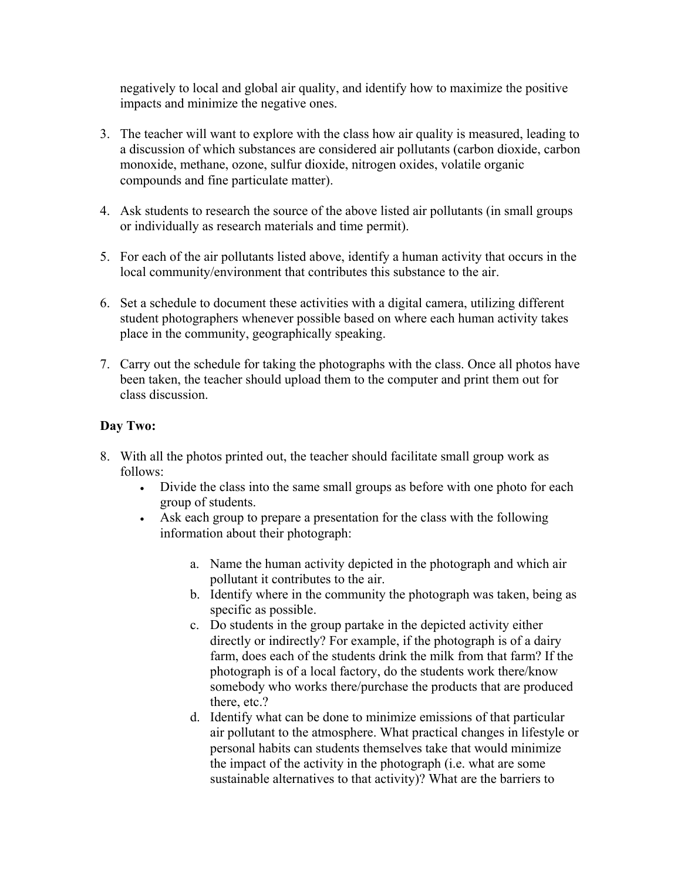negatively to local and global air quality, and identify how to maximize the positive impacts and minimize the negative ones.

3. The teacher will want to explore with the class how air quality is measured, leading to a discussion of which substances are considered air pollutants (carbon dioxide, carbon monoxide, methane, ozone, sulfur dioxide, nitrogen oxides, volatile organic compounds and fine particulate matter).

4. Ask students to research the source of the above listed air pollutants (in small groups or individually as research materials and time permit).

5. For each of the air pollutants listed above, identify a human activity that occurs in the local community/environment that contributes this substance to the air.

6. Set a schedule to document these activities with a digital camera, utilizing different student photographers whenever possible based on where each human activity takes place in the community, geographically speaking.

7. Carry out the schedule for taking the photographs with the class. Once all photos have been taken, the teacher should upload them to the computer and print them out for class discussion.

**Day Two:**

8. With all the photos printed out, the teacher should facilitate small group work as follows:
   - Divide the class into the same small groups as before with one photo for each group of students.
   - Ask each group to prepare a presentation for the class with the following information about their photograph:

     a. Name the human activity depicted in the photograph and which air pollutant it contributes to the air.
     b. Identify where in the community the photograph was taken, being as specific as possible.
     c. Do students in the group partake in the depicted activity either directly or indirectly? For example, if the photograph is of a dairy farm, does each of the students drink the milk from that farm? If the photograph is of a local factory, do the students work there/know somebody who works there/purchase the products that are produced there, etc.?
     d. Identify what can be done to minimize emissions of that particular air pollutant to the atmosphere. What practical changes in lifestyle or personal habits can students themselves take that would minimize the impact of the activity in the photograph (i.e. what are some sustainable alternatives to that activity)? What are the barriers to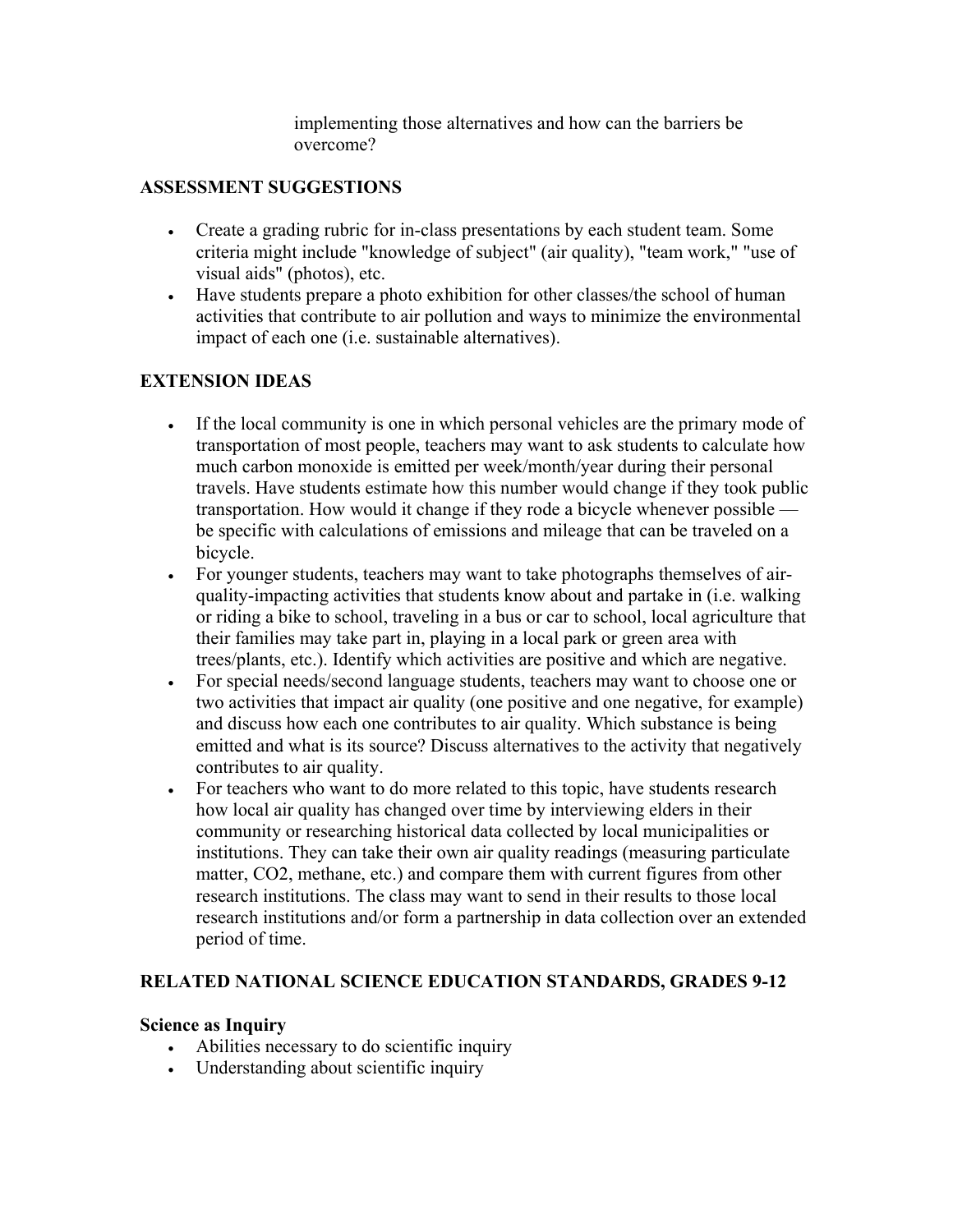implementing those alternatives and how can the barriers be overcome?

## ASSESSMENT SUGGESTIONS

- Create a grading rubric for in-class presentations by each student team. Some criteria might include "knowledge of subject" (air quality), "team work," "use of visual aids" (photos), etc.
- Have students prepare a photo exhibition for other classes/the school of human activities that contribute to air pollution and ways to minimize the environmental impact of each one (i.e. sustainable alternatives).

## EXTENSION IDEAS

- If the local community is one in which personal vehicles are the primary mode of transportation of most people, teachers may want to ask students to calculate how much carbon monoxide is emitted per week/month/year during their personal travels. Have students estimate how this number would change if they took public transportation. How would it change if they rode a bicycle whenever possible — be specific with calculations of emissions and mileage that can be traveled on a bicycle.
- For younger students, teachers may want to take photographs themselves of air-quality-impacting activities that students know about and partake in (i.e. walking or riding a bike to school, traveling in a bus or car to school, local agriculture that their families may take part in, playing in a local park or green area with trees/plants, etc.). Identify which activities are positive and which are negative.
- For special needs/second language students, teachers may want to choose one or two activities that impact air quality (one positive and one negative, for example) and discuss how each one contributes to air quality. Which substance is being emitted and what is its source? Discuss alternatives to the activity that negatively contributes to air quality.
- For teachers who want to do more related to this topic, have students research how local air quality has changed over time by interviewing elders in their community or researching historical data collected by local municipalities or institutions. They can take their own air quality readings (measuring particulate matter, $CO_2$, methane, etc.) and compare them with current figures from other research institutions. The class may want to send in their results to those local research institutions and/or form a partnership in data collection over an extended period of time.

## RELATED NATIONAL SCIENCE EDUCATION STANDARDS, GRADES 9-12

### Science as Inquiry

- Abilities necessary to do scientific inquiry
- Understanding about scientific inquiry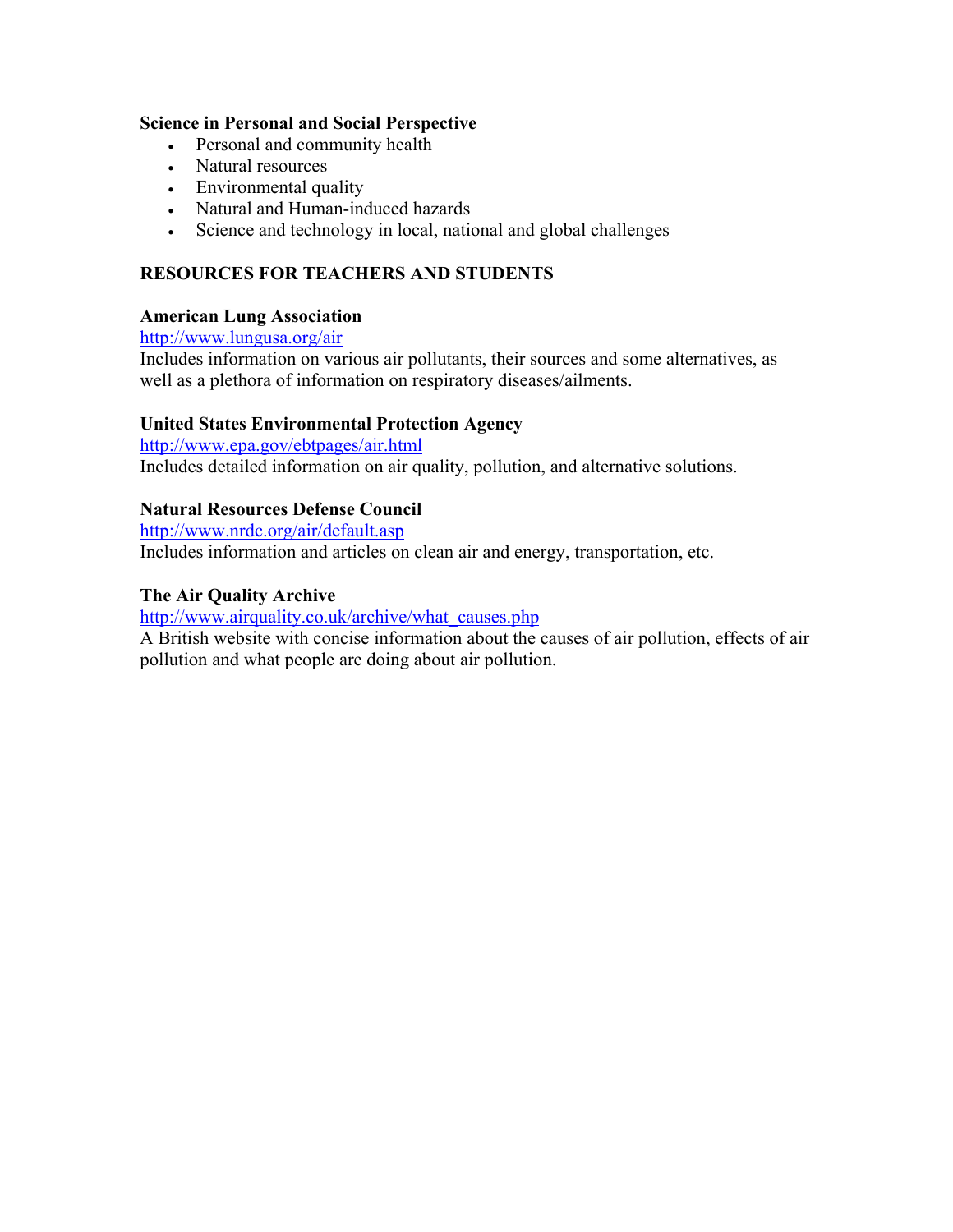**Science in Personal and Social Perspective**

- Personal and community health
- Natural resources
- Environmental quality
- Natural and Human-induced hazards
- Science and technology in local, national and global challenges

## RESOURCES FOR TEACHERS AND STUDENTS

**American Lung Association**
http://www.lungusa.org/air
Includes information on various air pollutants, their sources and some alternatives, as well as a plethora of information on respiratory diseases/ailments.

**United States Environmental Protection Agency**
http://www.epa.gov/ebtpages/air.html
Includes detailed information on air quality, pollution, and alternative solutions.

**Natural Resources Defense Council**
http://www.nrdc.org/air/default.asp
Includes information and articles on clean air and energy, transportation, etc.

**The Air Quality Archive**
http://www.airquality.co.uk/archive/what_causes.php
A British website with concise information about the causes of air pollution, effects of air pollution and what people are doing about air pollution.